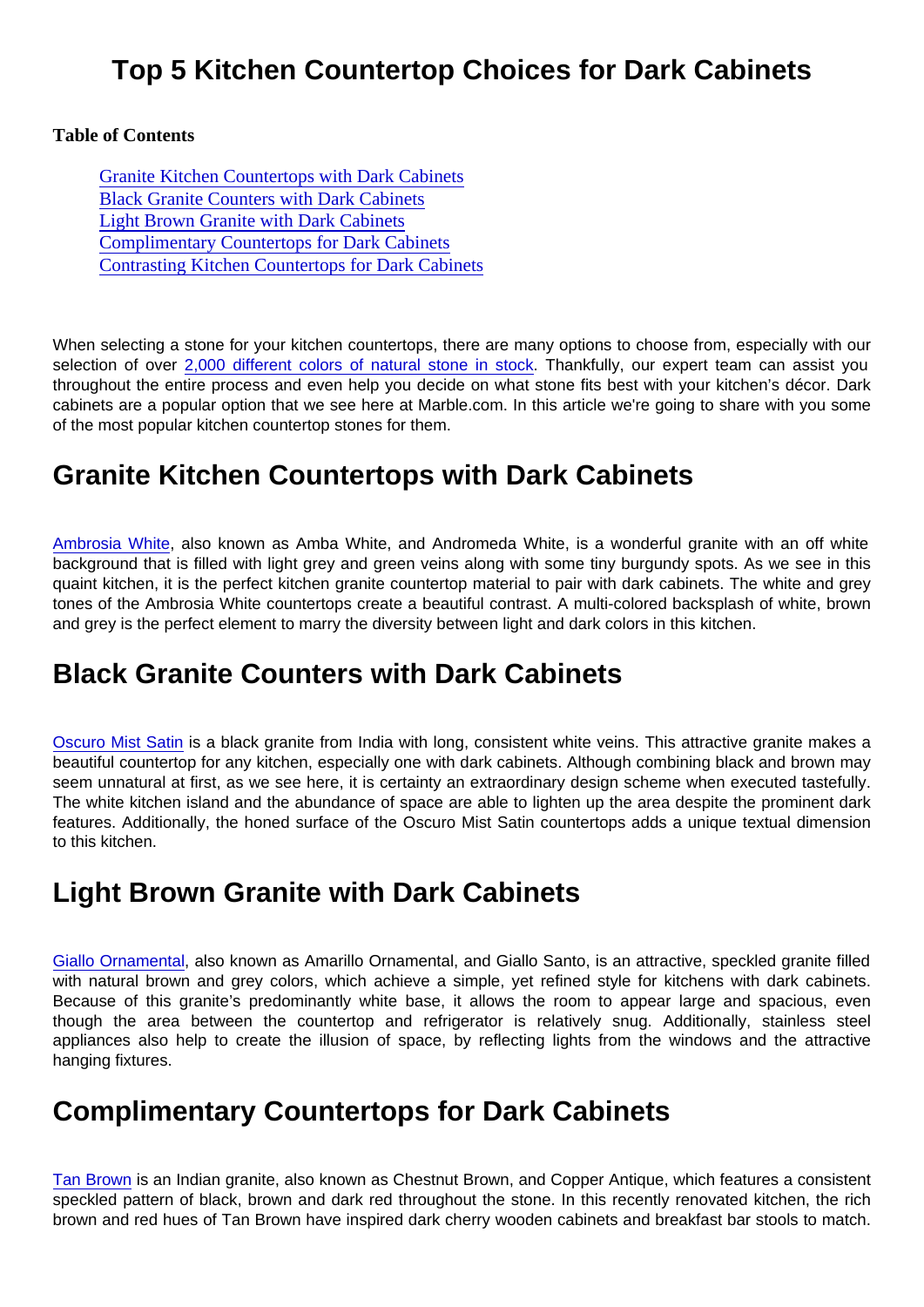# Top 5 Kitchen Countertop Choices for Dark Cabinets

**Table of Contents**

- [Granite Kitchen Countertops with Dark Cabinets]
- [Black Granite Counters with Dark Cabinets]
- [Light Brown Granite with Dark Cabinets]
- [Complimentary Countertops for Dark Cabinets]
- [Contrasting Kitchen Countertops for Dark Cabinets]

When selecting a stone for your kitchen countertops, there are many options to choose from, especially with our selection of over 2,000 different colors of natural stone in stock. Thankfully, our expert team can assist you throughout the entire process and even help you decide on what stone fits best with your kitchen's décor. Dark cabinets are a popular option that we see here at Marble.com. In this article we're going to share with you some of the most popular kitchen countertop stones for them.

## Granite Kitchen Countertops with Dark Cabinets

Ambrosia White, also known as Amba White, and Andromeda White, is a wonderful granite with an off white background that is filled with light grey and green veins along with some tiny burgundy spots. As we see in this quaint kitchen, it is the perfect kitchen granite countertop material to pair with dark cabinets. The white and grey tones of the Ambrosia White countertops create a beautiful contrast. A multi-colored backsplash of white, brown and grey is the perfect element to marry the diversity between light and dark colors in this kitchen.

## Black Granite Counters with Dark Cabinets

Oscuro Mist Satin is a black granite from India with long, consistent white veins. This attractive granite makes a beautiful countertop for any kitchen, especially one with dark cabinets. Although combining black and brown may seem unnatural at first, as we see here, it is certainty an extraordinary design scheme when executed tastefully. The white kitchen island and the abundance of space are able to lighten up the area despite the prominent dark features. Additionally, the honed surface of the Oscuro Mist Satin countertops adds a unique textual dimension to this kitchen.

## Light Brown Granite with Dark Cabinets

Giallo Ornamental, also known as Amarillo Ornamental, and Giallo Santo, is an attractive, speckled granite filled with natural brown and grey colors, which achieve a simple, yet refined style for kitchens with dark cabinets. Because of this granite's predominantly white base, it allows the room to appear large and spacious, even though the area between the countertop and refrigerator is relatively snug. Additionally, stainless steel appliances also help to create the illusion of space, by reflecting lights from the windows and the attractive hanging fixtures.

## Complimentary Countertops for Dark Cabinets

Tan Brown is an Indian granite, also known as Chestnut Brown, and Copper Antique, which features a consistent speckled pattern of black, brown and dark red throughout the stone. In this recently renovated kitchen, the rich brown and red hues of Tan Brown have inspired dark cherry wooden cabinets and breakfast bar stools to match.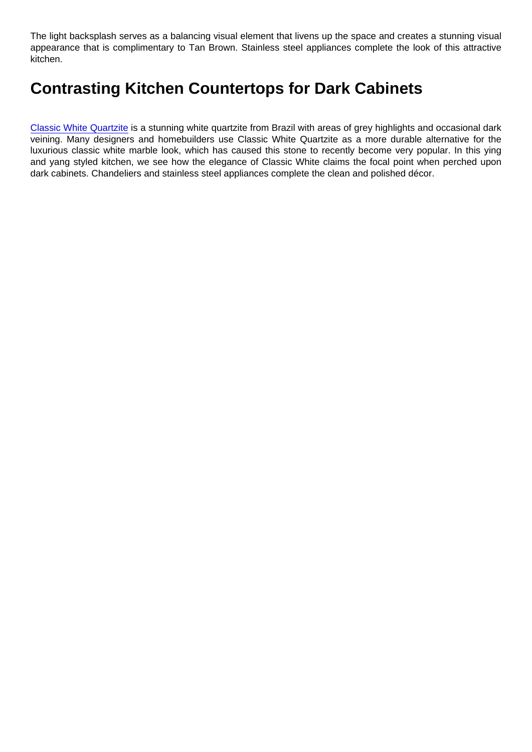The light backsplash serves as a balancing visual element that livens up the space and creates a stunning visual appearance that is complimentary to Tan Brown. Stainless steel appliances complete the look of this attractive kitchen.

## Contrasting Kitchen Countertops for Dark Cabinets

Classic White Quartzite is a stunning white quartzite from Brazil with areas of grey highlights and occasional dark veining. Many designers and homebuilders use Classic White Quartzite as a more durable alternative for the luxurious classic white marble look, which has caused this stone to recently become very popular. In this ying and yang styled kitchen, we see how the elegance of Classic White claims the focal point when perched upon dark cabinets. Chandeliers and stainless steel appliances complete the clean and polished décor.